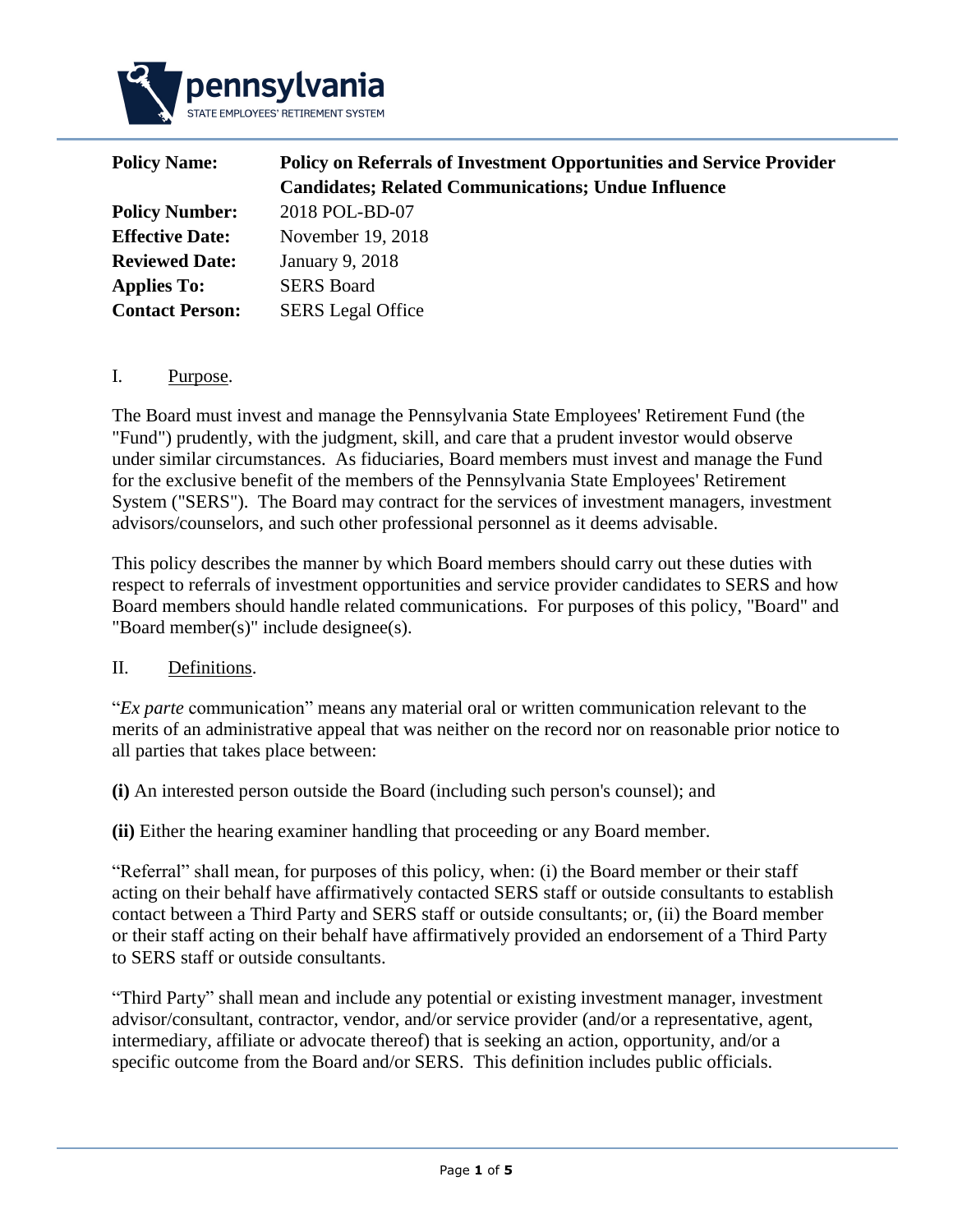| | |
|---|---|
| **Policy Name:** | **Policy on Referrals of Investment Opportunities and Service Provider Candidates; Related Communications; Undue Influence** |
| **Policy Number:** | 2018 POL-BD-07 |
| **Effective Date:** | November 19, 2018 |
| **Reviewed Date:** | January 9, 2018 |
| **Applies To:** | SERS Board |
| **Contact Person:** | SERS Legal Office |

## I. Purpose.

The Board must invest and manage the Pennsylvania State Employees' Retirement Fund (the "Fund") prudently, with the judgment, skill, and care that a prudent investor would observe under similar circumstances. As fiduciaries, Board members must invest and manage the Fund for the exclusive benefit of the members of the Pennsylvania State Employees' Retirement System ("SERS"). The Board may contract for the services of investment managers, investment advisors/counselors, and such other professional personnel as it deems advisable.

This policy describes the manner by which Board members should carry out these duties with respect to referrals of investment opportunities and service provider candidates to SERS and how Board members should handle related communications. For purposes of this policy, "Board" and "Board member(s)" include designee(s).

## II. Definitions.

"*Ex parte* communication" means any material oral or written communication relevant to the merits of an administrative appeal that was neither on the record nor on reasonable prior notice to all parties that takes place between:

**(i)** An interested person outside the Board (including such person's counsel); and

**(ii)** Either the hearing examiner handling that proceeding or any Board member.

"Referral" shall mean, for purposes of this policy, when: (i) the Board member or their staff acting on their behalf have affirmatively contacted SERS staff or outside consultants to establish contact between a Third Party and SERS staff or outside consultants; or, (ii) the Board member or their staff acting on their behalf have affirmatively provided an endorsement of a Third Party to SERS staff or outside consultants.

"Third Party" shall mean and include any potential or existing investment manager, investment advisor/consultant, contractor, vendor, and/or service provider (and/or a representative, agent, intermediary, affiliate or advocate thereof) that is seeking an action, opportunity, and/or a specific outcome from the Board and/or SERS. This definition includes public officials.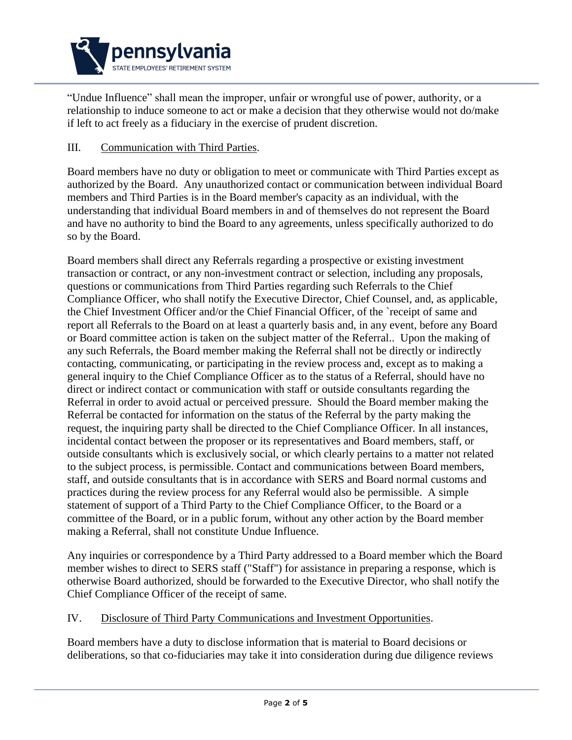"Undue Influence" shall mean the improper, unfair or wrongful use of power, authority, or a relationship to induce someone to act or make a decision that they otherwise would not do/make if left to act freely as a fiduciary in the exercise of prudent discretion.

## III. Communication with Third Parties.

Board members have no duty or obligation to meet or communicate with Third Parties except as authorized by the Board. Any unauthorized contact or communication between individual Board members and Third Parties is in the Board member's capacity as an individual, with the understanding that individual Board members in and of themselves do not represent the Board and have no authority to bind the Board to any agreements, unless specifically authorized to do so by the Board.

Board members shall direct any Referrals regarding a prospective or existing investment transaction or contract, or any non-investment contract or selection, including any proposals, questions or communications from Third Parties regarding such Referrals to the Chief Compliance Officer, who shall notify the Executive Director, Chief Counsel, and, as applicable, the Chief Investment Officer and/or the Chief Financial Officer, of the `receipt of same and report all Referrals to the Board on at least a quarterly basis and, in any event, before any Board or Board committee action is taken on the subject matter of the Referral.. Upon the making of any such Referrals, the Board member making the Referral shall not be directly or indirectly contacting, communicating, or participating in the review process and, except as to making a general inquiry to the Chief Compliance Officer as to the status of a Referral, should have no direct or indirect contact or communication with staff or outside consultants regarding the Referral in order to avoid actual or perceived pressure. Should the Board member making the Referral be contacted for information on the status of the Referral by the party making the request, the inquiring party shall be directed to the Chief Compliance Officer. In all instances, incidental contact between the proposer or its representatives and Board members, staff, or outside consultants which is exclusively social, or which clearly pertains to a matter not related to the subject process, is permissible. Contact and communications between Board members, staff, and outside consultants that is in accordance with SERS and Board normal customs and practices during the review process for any Referral would also be permissible. A simple statement of support of a Third Party to the Chief Compliance Officer, to the Board or a committee of the Board, or in a public forum, without any other action by the Board member making a Referral, shall not constitute Undue Influence.

Any inquiries or correspondence by a Third Party addressed to a Board member which the Board member wishes to direct to SERS staff ("Staff") for assistance in preparing a response, which is otherwise Board authorized, should be forwarded to the Executive Director, who shall notify the Chief Compliance Officer of the receipt of same.

## IV. Disclosure of Third Party Communications and Investment Opportunities.

Board members have a duty to disclose information that is material to Board decisions or deliberations, so that co-fiduciaries may take it into consideration during due diligence reviews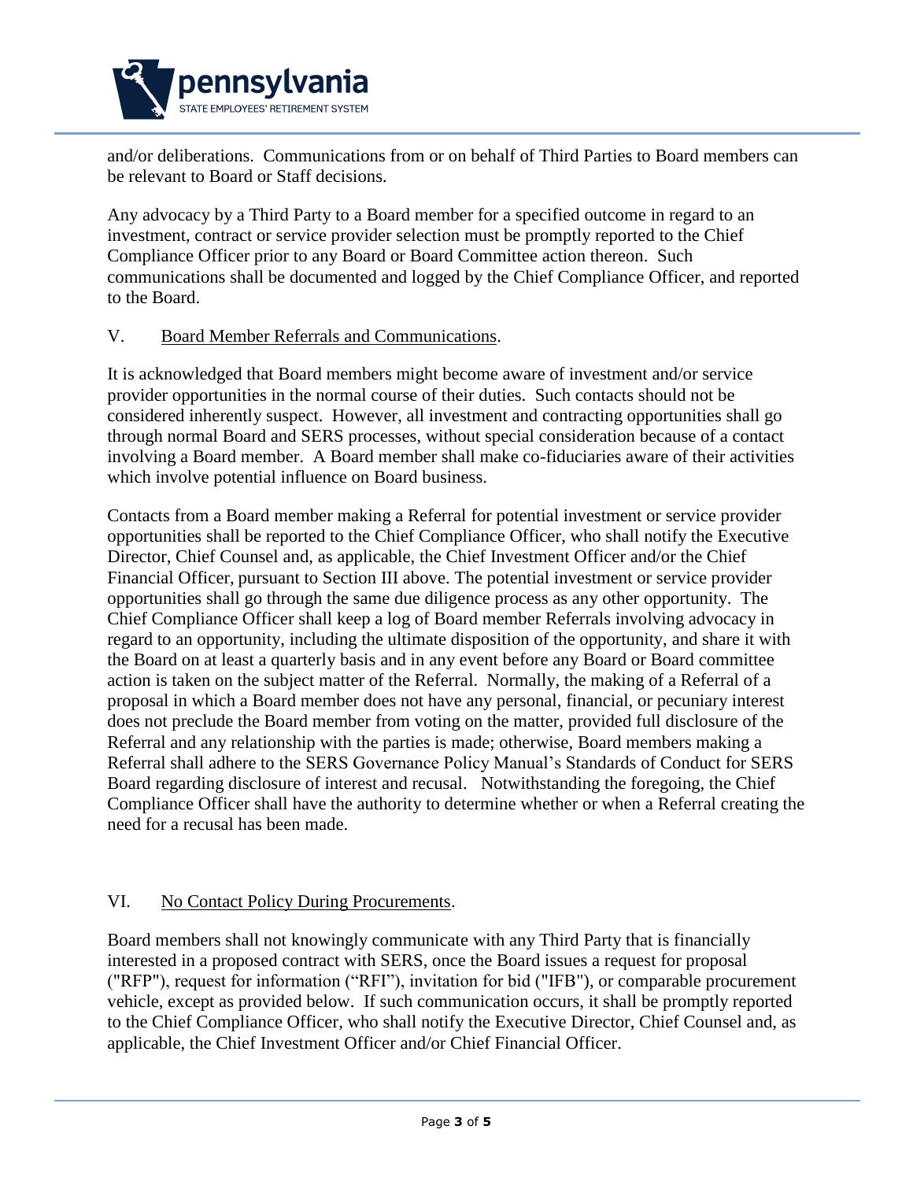and/or deliberations. Communications from or on behalf of Third Parties to Board members can be relevant to Board or Staff decisions.

Any advocacy by a Third Party to a Board member for a specified outcome in regard to an investment, contract or service provider selection must be promptly reported to the Chief Compliance Officer prior to any Board or Board Committee action thereon. Such communications shall be documented and logged by the Chief Compliance Officer, and reported to the Board.

## V. Board Member Referrals and Communications.

It is acknowledged that Board members might become aware of investment and/or service provider opportunities in the normal course of their duties. Such contacts should not be considered inherently suspect. However, all investment and contracting opportunities shall go through normal Board and SERS processes, without special consideration because of a contact involving a Board member. A Board member shall make co-fiduciaries aware of their activities which involve potential influence on Board business.

Contacts from a Board member making a Referral for potential investment or service provider opportunities shall be reported to the Chief Compliance Officer, who shall notify the Executive Director, Chief Counsel and, as applicable, the Chief Investment Officer and/or the Chief Financial Officer, pursuant to Section III above. The potential investment or service provider opportunities shall go through the same due diligence process as any other opportunity. The Chief Compliance Officer shall keep a log of Board member Referrals involving advocacy in regard to an opportunity, including the ultimate disposition of the opportunity, and share it with the Board on at least a quarterly basis and in any event before any Board or Board committee action is taken on the subject matter of the Referral. Normally, the making of a Referral of a proposal in which a Board member does not have any personal, financial, or pecuniary interest does not preclude the Board member from voting on the matter, provided full disclosure of the Referral and any relationship with the parties is made; otherwise, Board members making a Referral shall adhere to the SERS Governance Policy Manual's Standards of Conduct for SERS Board regarding disclosure of interest and recusal. Notwithstanding the foregoing, the Chief Compliance Officer shall have the authority to determine whether or when a Referral creating the need for a recusal has been made.

## VI. No Contact Policy During Procurements.

Board members shall not knowingly communicate with any Third Party that is financially interested in a proposed contract with SERS, once the Board issues a request for proposal ("RFP"), request for information ("RFI"), invitation for bid ("IFB"), or comparable procurement vehicle, except as provided below. If such communication occurs, it shall be promptly reported to the Chief Compliance Officer, who shall notify the Executive Director, Chief Counsel and, as applicable, the Chief Investment Officer and/or Chief Financial Officer.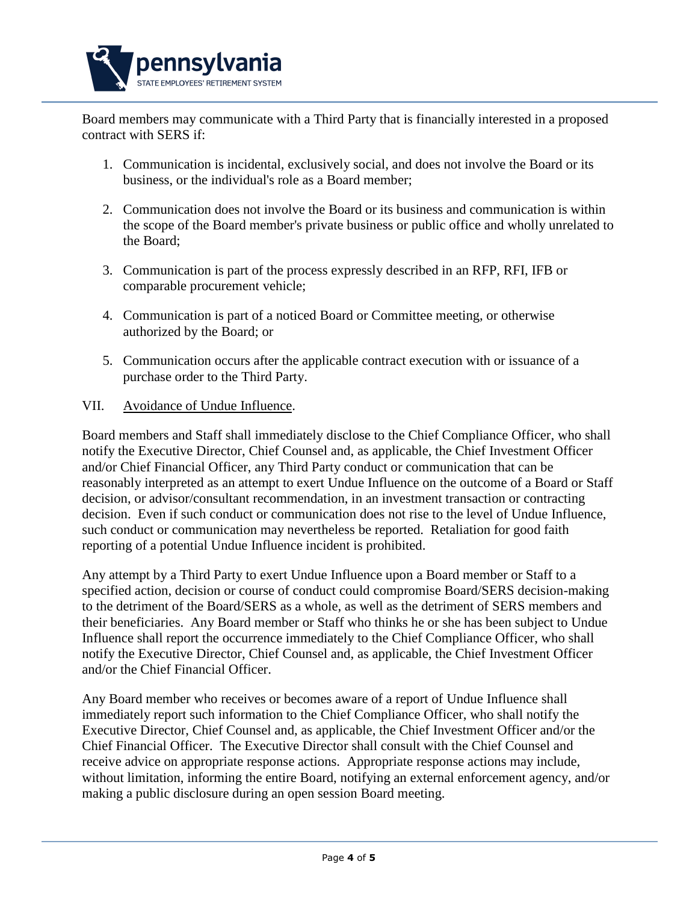Board members may communicate with a Third Party that is financially interested in a proposed contract with SERS if:

1. Communication is incidental, exclusively social, and does not involve the Board or its business, or the individual's role as a Board member;

2. Communication does not involve the Board or its business and communication is within the scope of the Board member's private business or public office and wholly unrelated to the Board;

3. Communication is part of the process expressly described in an RFP, RFI, IFB or comparable procurement vehicle;

4. Communication is part of a noticed Board or Committee meeting, or otherwise authorized by the Board; or

5. Communication occurs after the applicable contract execution with or issuance of a purchase order to the Third Party.

VII. <u>Avoidance of Undue Influence</u>.

Board members and Staff shall immediately disclose to the Chief Compliance Officer, who shall notify the Executive Director, Chief Counsel and, as applicable, the Chief Investment Officer and/or Chief Financial Officer, any Third Party conduct or communication that can be reasonably interpreted as an attempt to exert Undue Influence on the outcome of a Board or Staff decision, or advisor/consultant recommendation, in an investment transaction or contracting decision. Even if such conduct or communication does not rise to the level of Undue Influence, such conduct or communication may nevertheless be reported. Retaliation for good faith reporting of a potential Undue Influence incident is prohibited.

Any attempt by a Third Party to exert Undue Influence upon a Board member or Staff to a specified action, decision or course of conduct could compromise Board/SERS decision-making to the detriment of the Board/SERS as a whole, as well as the detriment of SERS members and their beneficiaries. Any Board member or Staff who thinks he or she has been subject to Undue Influence shall report the occurrence immediately to the Chief Compliance Officer, who shall notify the Executive Director, Chief Counsel and, as applicable, the Chief Investment Officer and/or the Chief Financial Officer.

Any Board member who receives or becomes aware of a report of Undue Influence shall immediately report such information to the Chief Compliance Officer, who shall notify the Executive Director, Chief Counsel and, as applicable, the Chief Investment Officer and/or the Chief Financial Officer. The Executive Director shall consult with the Chief Counsel and receive advice on appropriate response actions. Appropriate response actions may include, without limitation, informing the entire Board, notifying an external enforcement agency, and/or making a public disclosure during an open session Board meeting.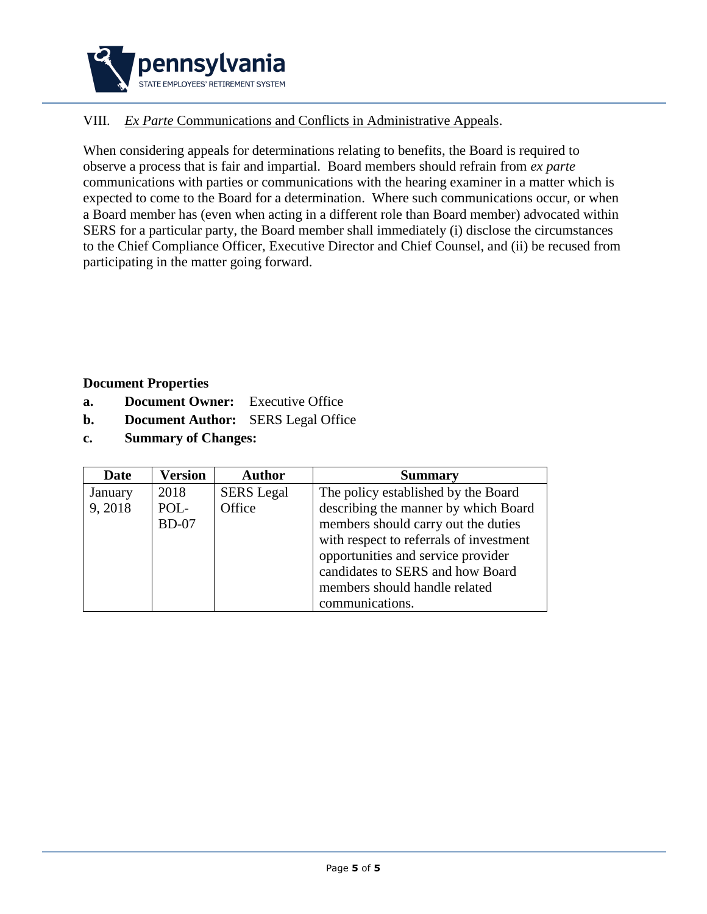VIII. *Ex Parte* Communications and Conflicts in Administrative Appeals.

When considering appeals for determinations relating to benefits, the Board is required to observe a process that is fair and impartial. Board members should refrain from *ex parte* communications with parties or communications with the hearing examiner in a matter which is expected to come to the Board for a determination. Where such communications occur, or when a Board member has (even when acting in a different role than Board member) advocated within SERS for a particular party, the Board member shall immediately (i) disclose the circumstances to the Chief Compliance Officer, Executive Director and Chief Counsel, and (ii) be recused from participating in the matter going forward.

**Document Properties**

**a. Document Owner:** Executive Office

**b. Document Author:** SERS Legal Office

**c. Summary of Changes:**

| Date | Version | Author | Summary |
|---|---|---|---|
| January 9, 2018 | 2018 POL-BD-07 | SERS Legal Office | The policy established by the Board describing the manner by which Board members should carry out the duties with respect to referrals of investment opportunities and service provider candidates to SERS and how Board members should handle related communications. |